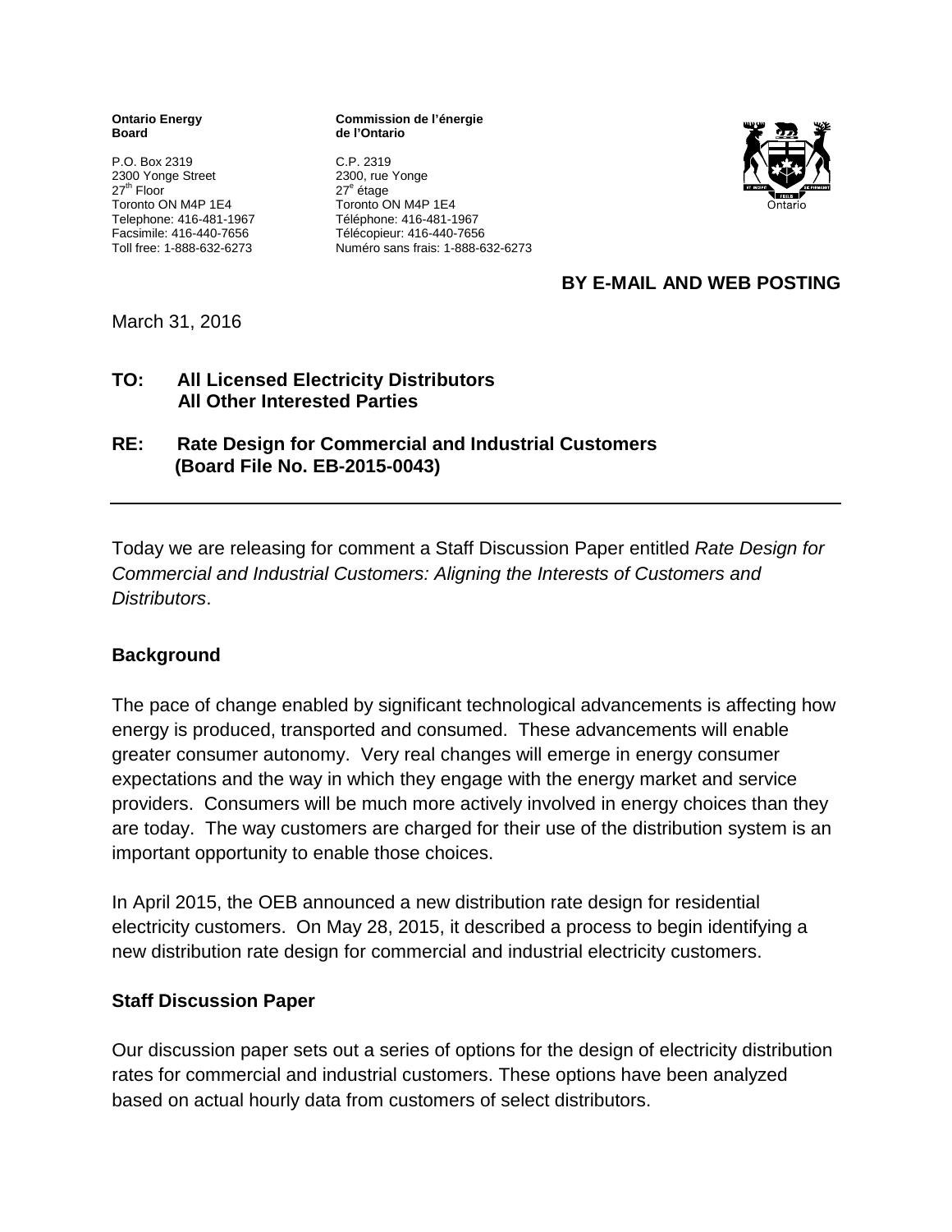**Ontario Energy Board**

P.O. Box 2319
2300 Yonge Street
27th Floor
Toronto ON M4P 1E4
Telephone: 416-481-1967
Facsimile: 416-440-7656
Toll free: 1-888-632-6273

**Commission de l'énergie de l'Ontario**

C.P. 2319
2300, rue Yonge
27e étage
Toronto ON M4P 1E4
Téléphone: 416-481-1967
Télécopieur: 416-440-7656
Numéro sans frais: 1-888-632-6273

**BY E-MAIL AND WEB POSTING**

March 31, 2016

**TO: All Licensed Electricity Distributors**
**All Other Interested Parties**

**RE: Rate Design for Commercial and Industrial Customers**
**(Board File No. EB-2015-0043)**

---

Today we are releasing for comment a Staff Discussion Paper entitled *Rate Design for Commercial and Industrial Customers: Aligning the Interests of Customers and Distributors*.

## Background

The pace of change enabled by significant technological advancements is affecting how energy is produced, transported and consumed. These advancements will enable greater consumer autonomy. Very real changes will emerge in energy consumer expectations and the way in which they engage with the energy market and service providers. Consumers will be much more actively involved in energy choices than they are today. The way customers are charged for their use of the distribution system is an important opportunity to enable those choices.

In April 2015, the OEB announced a new distribution rate design for residential electricity customers. On May 28, 2015, it described a process to begin identifying a new distribution rate design for commercial and industrial electricity customers.

## Staff Discussion Paper

Our discussion paper sets out a series of options for the design of electricity distribution rates for commercial and industrial customers. These options have been analyzed based on actual hourly data from customers of select distributors.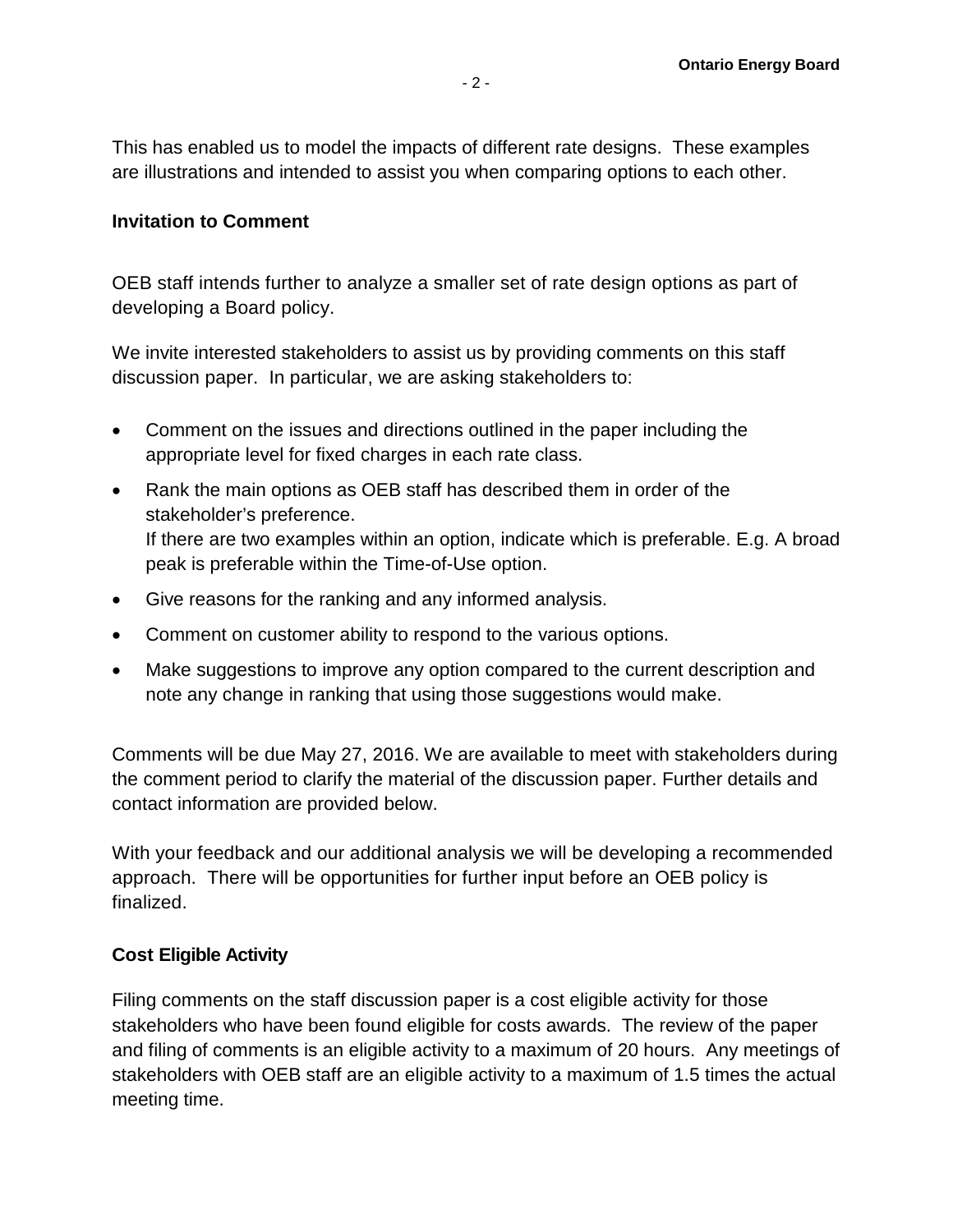This has enabled us to model the impacts of different rate designs. These examples are illustrations and intended to assist you when comparing options to each other.

**Invitation to Comment**

OEB staff intends further to analyze a smaller set of rate design options as part of developing a Board policy.

We invite interested stakeholders to assist us by providing comments on this staff discussion paper. In particular, we are asking stakeholders to:

- Comment on the issues and directions outlined in the paper including the appropriate level for fixed charges in each rate class.
- Rank the main options as OEB staff has described them in order of the stakeholder's preference.
  If there are two examples within an option, indicate which is preferable. E.g. A broad peak is preferable within the Time-of-Use option.
- Give reasons for the ranking and any informed analysis.
- Comment on customer ability to respond to the various options.
- Make suggestions to improve any option compared to the current description and note any change in ranking that using those suggestions would make.

Comments will be due May 27, 2016. We are available to meet with stakeholders during the comment period to clarify the material of the discussion paper. Further details and contact information are provided below.

With your feedback and our additional analysis we will be developing a recommended approach. There will be opportunities for further input before an OEB policy is finalized.

**Cost Eligible Activity**

Filing comments on the staff discussion paper is a cost eligible activity for those stakeholders who have been found eligible for costs awards. The review of the paper and filing of comments is an eligible activity to a maximum of 20 hours. Any meetings of stakeholders with OEB staff are an eligible activity to a maximum of 1.5 times the actual meeting time.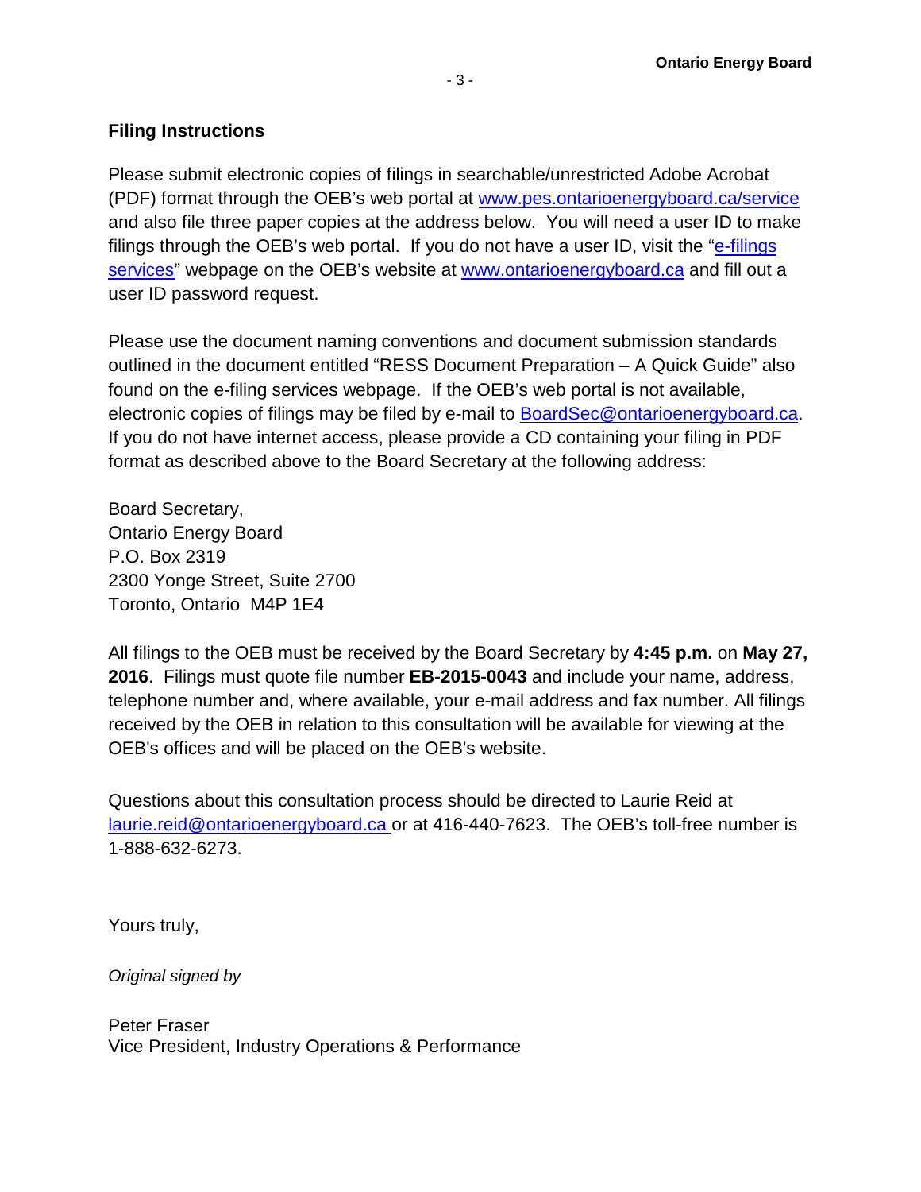## Filing Instructions

Please submit electronic copies of filings in searchable/unrestricted Adobe Acrobat (PDF) format through the OEB's web portal at www.pes.ontarioenergyboard.ca/service and also file three paper copies at the address below. You will need a user ID to make filings through the OEB's web portal. If you do not have a user ID, visit the "e-filings services" webpage on the OEB's website at www.ontarioenergyboard.ca and fill out a user ID password request.

Please use the document naming conventions and document submission standards outlined in the document entitled "RESS Document Preparation – A Quick Guide" also found on the e-filing services webpage. If the OEB's web portal is not available, electronic copies of filings may be filed by e-mail to BoardSec@ontarioenergyboard.ca. If you do not have internet access, please provide a CD containing your filing in PDF format as described above to the Board Secretary at the following address:

Board Secretary,
Ontario Energy Board
P.O. Box 2319
2300 Yonge Street, Suite 2700
Toronto, Ontario M4P 1E4

All filings to the OEB must be received by the Board Secretary by **4:45 p.m.** on **May 27, 2016**. Filings must quote file number **EB-2015-0043** and include your name, address, telephone number and, where available, your e-mail address and fax number. All filings received by the OEB in relation to this consultation will be available for viewing at the OEB's offices and will be placed on the OEB's website.

Questions about this consultation process should be directed to Laurie Reid at laurie.reid@ontarioenergyboard.ca or at 416-440-7623. The OEB's toll-free number is 1-888-632-6273.

Yours truly,

*Original signed by*

Peter Fraser
Vice President, Industry Operations & Performance